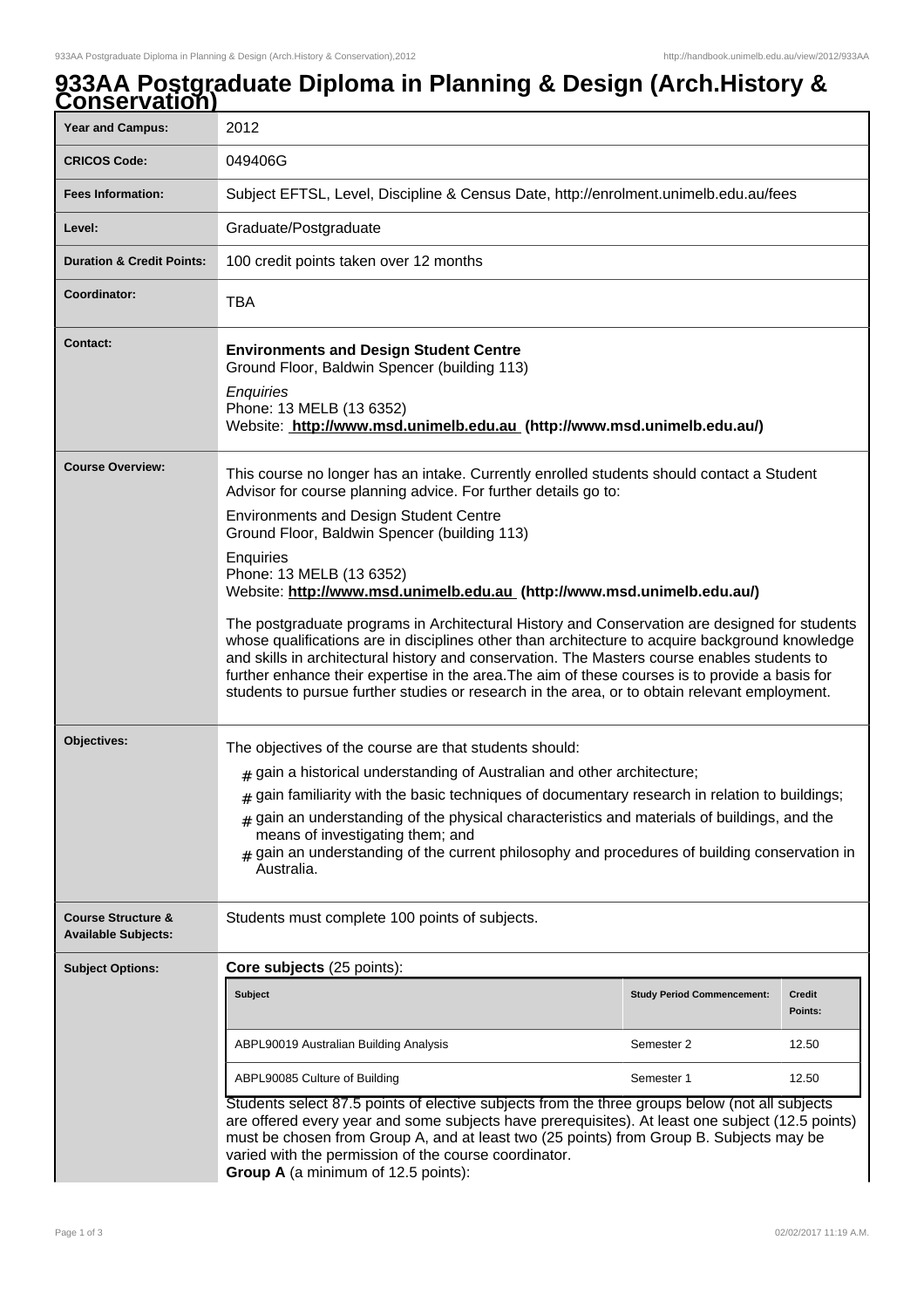# 933AA Postgraduate Diploma in Planning & Design (Arch.History & Conservation)

| | |
|---|---|
| **Year and Campus:** | 2012 |
| **CRICOS Code:** | 049406G |
| **Fees Information:** | Subject EFTSL, Level, Discipline & Census Date, http://enrolment.unimelb.edu.au/fees |
| **Level:** | Graduate/Postgraduate |
| **Duration & Credit Points:** | 100 credit points taken over 12 months |
| **Coordinator:** | TBA |
| **Contact:** | **Environments and Design Student Centre**<br>Ground Floor, Baldwin Spencer (building 113)<br>*Enquiries*<br>Phone: 13 MELB (13 6352)<br>Website: **http://www.msd.unimelb.edu.au (http://www.msd.unimelb.edu.au/)** |

**Course Overview:**

This course no longer has an intake. Currently enrolled students should contact a Student Advisor for course planning advice. For further details go to:

Environments and Design Student Centre
Ground Floor, Baldwin Spencer (building 113)

Enquiries
Phone: 13 MELB (13 6352)
Website: **http://www.msd.unimelb.edu.au (http://www.msd.unimelb.edu.au/)**

The postgraduate programs in Architectural History and Conservation are designed for students whose qualifications are in disciplines other than architecture to acquire background knowledge and skills in architectural history and conservation. The Masters course enables students to further enhance their expertise in the area.The aim of these courses is to provide a basis for students to pursue further studies or research in the area, or to obtain relevant employment.

**Objectives:**

The objectives of the course are that students should:

- gain a historical understanding of Australian and other architecture;
- gain familiarity with the basic techniques of documentary research in relation to buildings;
- gain an understanding of the physical characteristics and materials of buildings, and the means of investigating them; and
- gain an understanding of the current philosophy and procedures of building conservation in Australia.

**Course Structure & Available Subjects:**

Students must complete 100 points of subjects.

**Subject Options:**

**Core subjects** (25 points):

| Subject | Study Period Commencement: | Credit Points: |
|---|---|---|
| ABPL90019 Australian Building Analysis | Semester 2 | 12.50 |
| ABPL90085 Culture of Building | Semester 1 | 12.50 |

Students select 87.5 points of elective subjects from the three groups below (not all subjects are offered every year and some subjects have prerequisites). At least one subject (12.5 points) must be chosen from Group A, and at least two (25 points) from Group B. Subjects may be varied with the permission of the course coordinator.

**Group A** (a minimum of 12.5 points):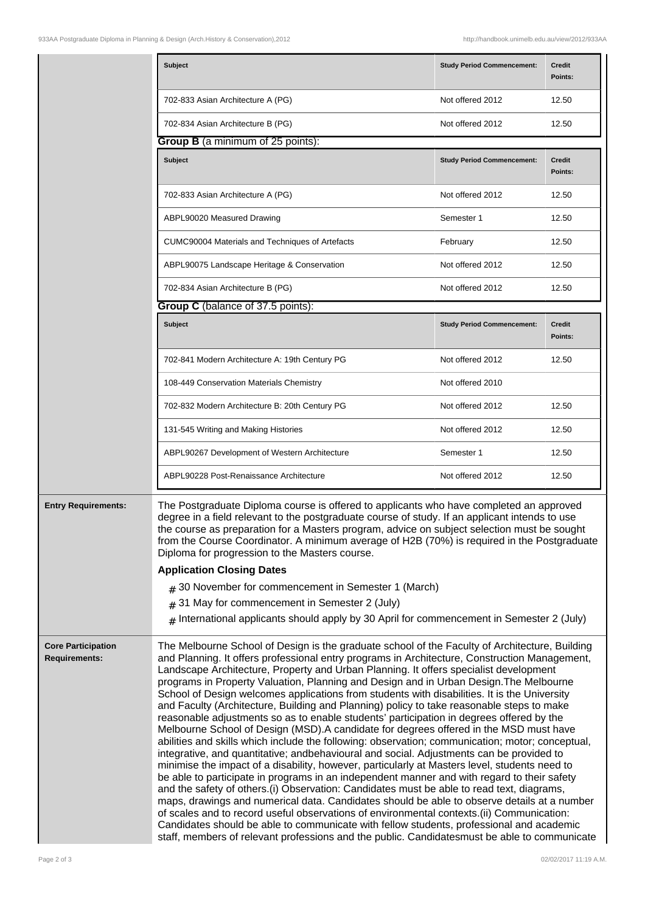| Subject | Study Period Commencement: | Credit Points: |
| --- | --- | --- |
| 702-833 Asian Architecture A (PG) | Not offered 2012 | 12.50 |
| 702-834 Asian Architecture B (PG) | Not offered 2012 | 12.50 |

**Group B** (a minimum of 25 points):

| Subject | Study Period Commencement: | Credit Points: |
| --- | --- | --- |
| 702-833 Asian Architecture A (PG) | Not offered 2012 | 12.50 |
| ABPL90020 Measured Drawing | Semester 1 | 12.50 |
| CUMC90004 Materials and Techniques of Artefacts | February | 12.50 |
| ABPL90075 Landscape Heritage & Conservation | Not offered 2012 | 12.50 |
| 702-834 Asian Architecture B (PG) | Not offered 2012 | 12.50 |

**Group C** (balance of 37.5 points):

| Subject | Study Period Commencement: | Credit Points: |
| --- | --- | --- |
| 702-841 Modern Architecture A: 19th Century PG | Not offered 2012 | 12.50 |
| 108-449 Conservation Materials Chemistry | Not offered 2010 | |
| 702-832 Modern Architecture B: 20th Century PG | Not offered 2012 | 12.50 |
| 131-545 Writing and Making Histories | Not offered 2012 | 12.50 |
| ABPL90267 Development of Western Architecture | Semester 1 | 12.50 |
| ABPL90228 Post-Renaissance Architecture | Not offered 2012 | 12.50 |

**Entry Requirements:**

The Postgraduate Diploma course is offered to applicants who have completed an approved degree in a field relevant to the postgraduate course of study. If an applicant intends to use the course as preparation for a Masters program, advice on subject selection must be sought from the Course Coordinator. A minimum average of H2B (70%) is required in the Postgraduate Diploma for progression to the Masters course.

**Application Closing Dates**

- 30 November for commencement in Semester 1 (March)
- 31 May for commencement in Semester 2 (July)
- International applicants should apply by 30 April for commencement in Semester 2 (July)

**Core Participation Requirements:**

The Melbourne School of Design is the graduate school of the Faculty of Architecture, Building and Planning. It offers professional entry programs in Architecture, Construction Management, Landscape Architecture, Property and Urban Planning. It offers specialist development programs in Property Valuation, Planning and Design and in Urban Design.The Melbourne School of Design welcomes applications from students with disabilities. It is the University and Faculty (Architecture, Building and Planning) policy to take reasonable steps to make reasonable adjustments so as to enable students' participation in degrees offered by the Melbourne School of Design (MSD).A candidate for degrees offered in the MSD must have abilities and skills which include the following: observation; communication; motor; conceptual, integrative, and quantitative; andbehavioural and social. Adjustments can be provided to minimise the impact of a disability, however, particularly at Masters level, students need to be able to participate in programs in an independent manner and with regard to their safety and the safety of others.(i) Observation: Candidates must be able to read text, diagrams, maps, drawings and numerical data. Candidates should be able to observe details at a number of scales and to record useful observations of environmental contexts.(ii) Communication: Candidates should be able to communicate with fellow students, professional and academic staff, members of relevant professions and the public. Candidatesmust be able to communicate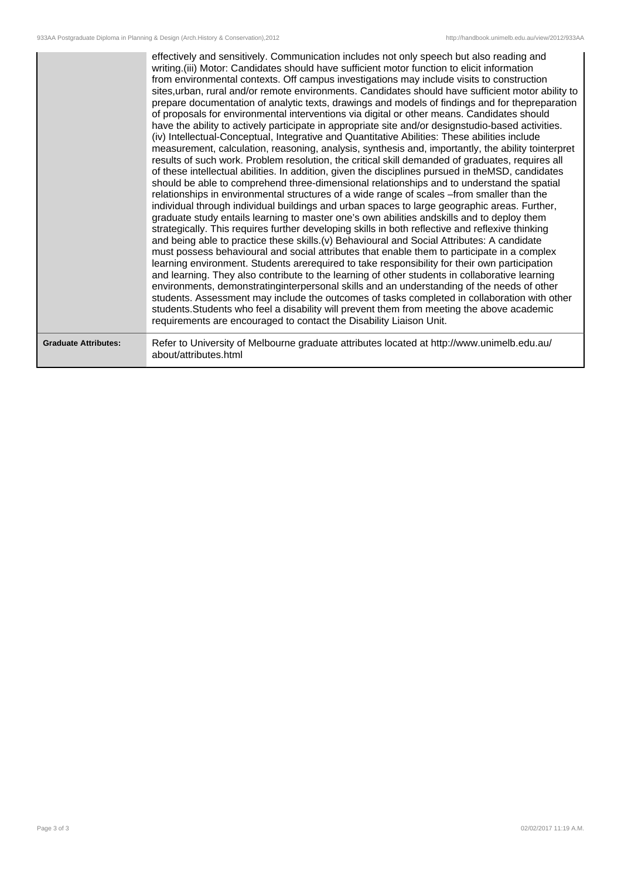| | |
|---|---|
| | effectively and sensitively. Communication includes not only speech but also reading and writing.(iii) Motor: Candidates should have sufficient motor function to elicit information from environmental contexts. Off campus investigations may include visits to construction sites,urban, rural and/or remote environments. Candidates should have sufficient motor ability to prepare documentation of analytic texts, drawings and models of findings and for thepreparation of proposals for environmental interventions via digital or other means. Candidates should have the ability to actively participate in appropriate site and/or designstudio-based activities. (iv) Intellectual-Conceptual, Integrative and Quantitative Abilities: These abilities include measurement, calculation, reasoning, analysis, synthesis and, importantly, the ability tointerpret results of such work. Problem resolution, the critical skill demanded of graduates, requires all of these intellectual abilities. In addition, given the disciplines pursued in theMSD, candidates should be able to comprehend three-dimensional relationships and to understand the spatial relationships in environmental structures of a wide range of scales –from smaller than the individual through individual buildings and urban spaces to large geographic areas. Further, graduate study entails learning to master one's own abilities andskills and to deploy them strategically. This requires further developing skills in both reflective and reflexive thinking and being able to practice these skills.(v) Behavioural and Social Attributes: A candidate must possess behavioural and social attributes that enable them to participate in a complex learning environment. Students arerequired to take responsibility for their own participation and learning. They also contribute to the learning of other students in collaborative learning environments, demonstratinginterpersonal skills and an understanding of the needs of other students. Assessment may include the outcomes of tasks completed in collaboration with other students.Students who feel a disability will prevent them from meeting the above academic requirements are encouraged to contact the Disability Liaison Unit. |
| **Graduate Attributes:** | Refer to University of Melbourne graduate attributes located at http://www.unimelb.edu.au/about/attributes.html |